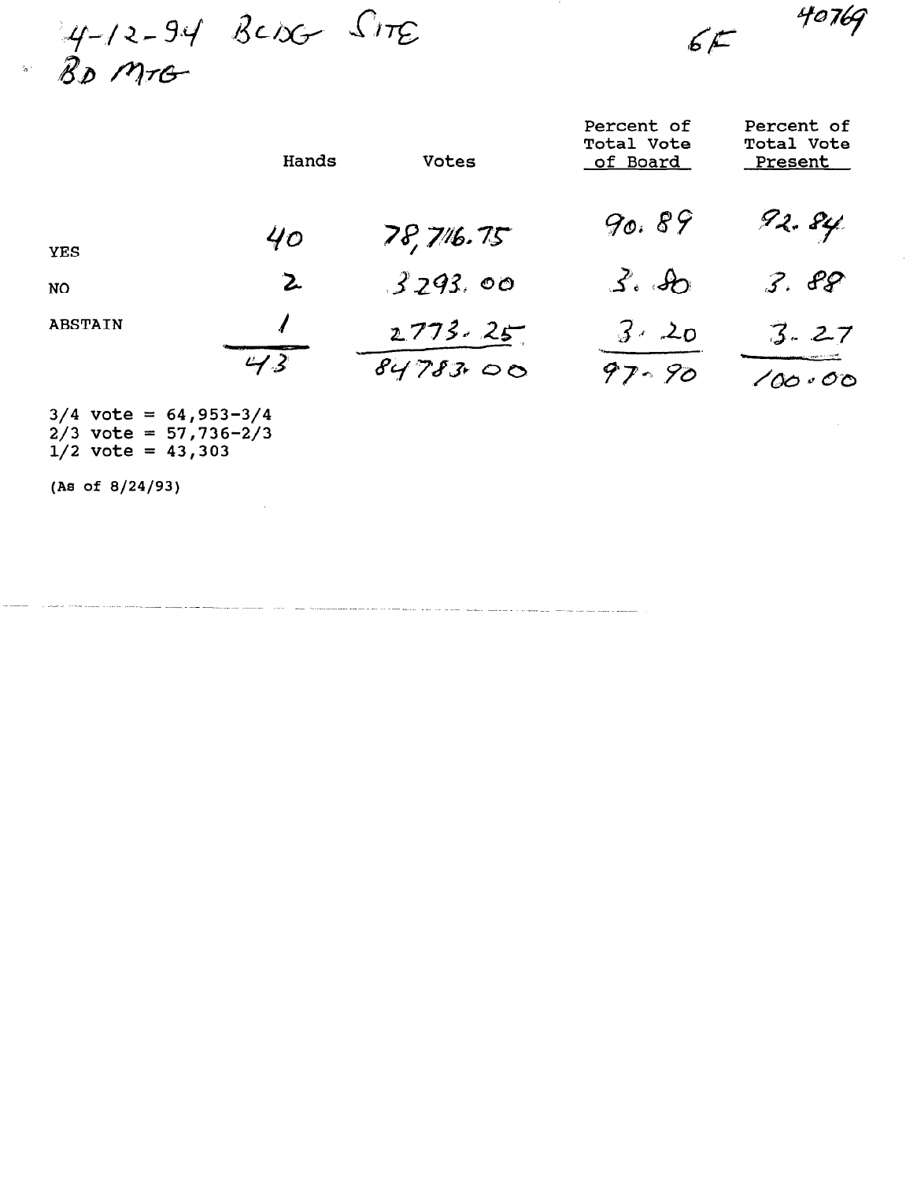4-12-94 BLDG SITE
BD MTG

6E

40769

| | Hands | Votes | Percent of Total Vote of Board | Percent of Total Vote Present |
|---|---|---|---|---|
| YES | 40 | 78,716.75 | 90.89 | 92.84 |
| NO | 2 | 3293.00 | 3.80 | 3.88 |
| ABSTAIN | 1 | 2773.25 | 3.20 | 3.27 |
| | 43 | 84783.00 | 97.90 | 100.00 |

3/4 vote = 64,953-3/4
2/3 vote = 57,736-2/3
1/2 vote = 43,303

(As of 8/24/93)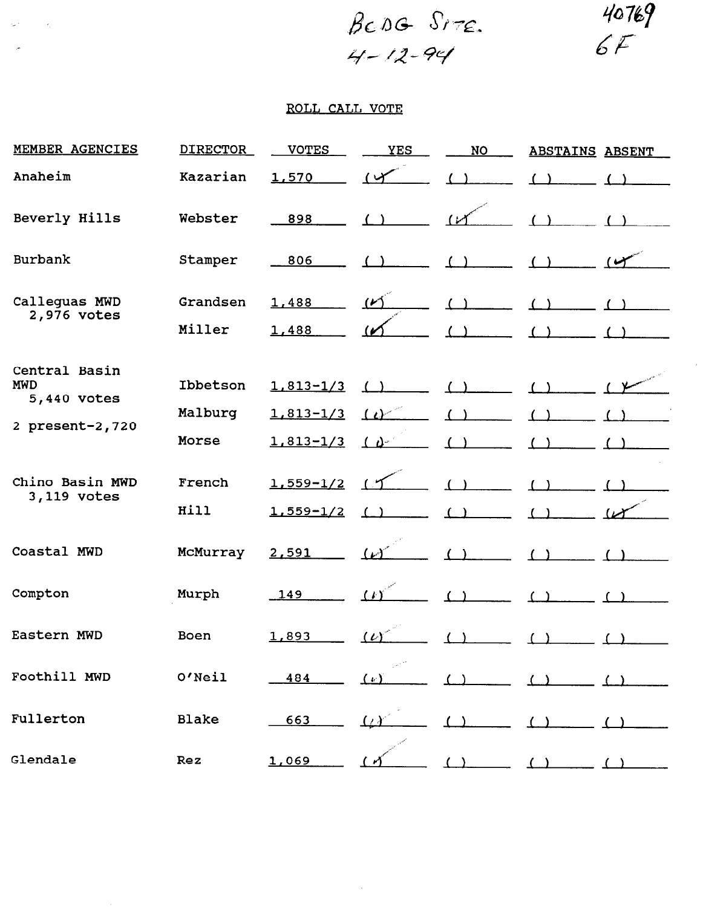BCDG Site.
4-12-94

40769
6F

## ROLL CALL VOTE

| MEMBER AGENCIES | DIRECTOR | VOTES | YES | NO | ABSTAINS | ABSENT |
|---|---|---|---|---|---|---|
| Anaheim | Kazarian | 1,570 | (✓) | ( ) | ( ) | ( ) |
| Beverly Hills | Webster | 898 | ( ) | (✓) | ( ) | ( ) |
| Burbank | Stamper | 806 | ( ) | ( ) | ( ) | (✓) |
| Calleguas MWD 2,976 votes | Grandsen | 1,488 | (✓) | ( ) | ( ) | ( ) |
| | Miller | 1,488 | (✓) | ( ) | ( ) | ( ) |
| Central Basin MWD 5,440 votes 2 present-2,720 | Ibbetson | 1,813-1/3 | ( ) | ( ) | ( ) | (✓) |
| | Malburg | 1,813-1/3 | (✓) | ( ) | ( ) | ( ) |
| | Morse | 1,813-1/3 | (✓) | ( ) | ( ) | ( ) |
| Chino Basin MWD 3,119 votes | French | 1,559-1/2 | (✓) | ( ) | ( ) | ( ) |
| | Hill | 1,559-1/2 | ( ) | ( ) | ( ) | (✓) |
| Coastal MWD | McMurray | 2,591 | (✓) | ( ) | ( ) | ( ) |
| Compton | Murph | 149 | (✓) | ( ) | ( ) | ( ) |
| Eastern MWD | Boen | 1,893 | (✓) | ( ) | ( ) | ( ) |
| Foothill MWD | O'Neil | 484 | (✓) | ( ) | ( ) | ( ) |
| Fullerton | Blake | 663 | (✓) | ( ) | ( ) | ( ) |
| Glendale | Rez | 1,069 | (✓) | ( ) | ( ) | ( ) |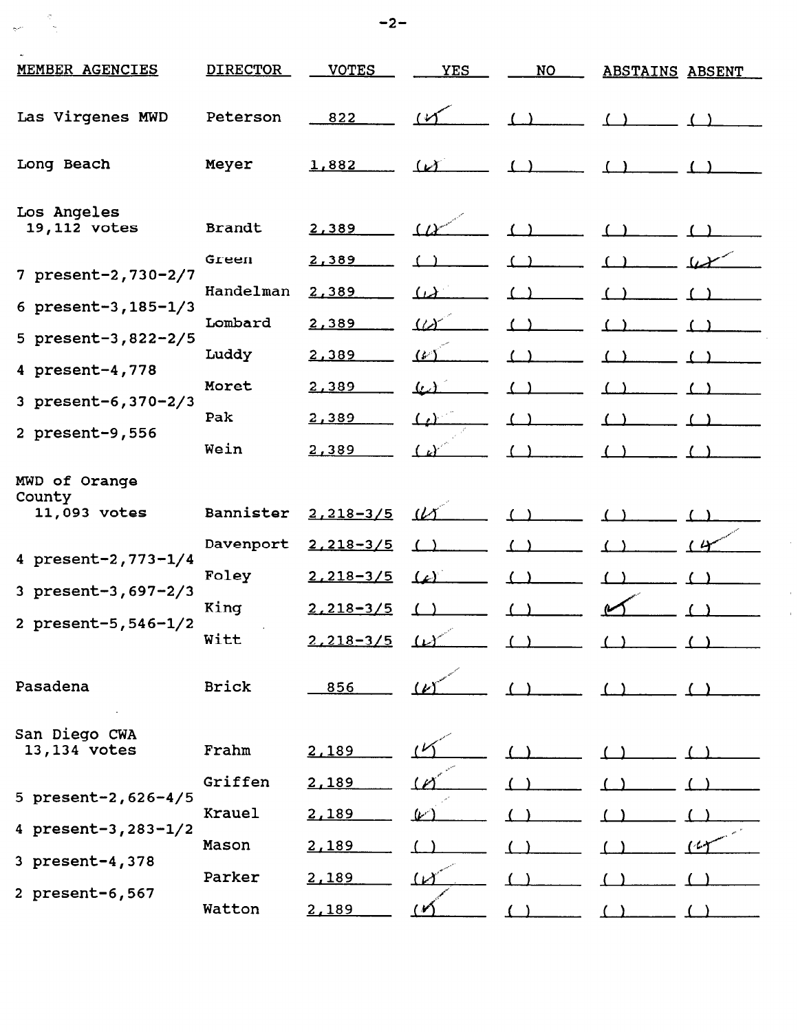| MEMBER AGENCIES | DIRECTOR | VOTES | YES | NO | ABSTAINS | ABSENT |
|---|---|---|---|---|---|---|
| Las Virgenes MWD | Peterson | 822 | (✓) | ( ) | ( ) | ( ) |
| Long Beach | Meyer | 1,882 | (✓) | ( ) | ( ) | ( ) |
| Los Angeles 19,112 votes | Brandt | 2,389 | (✓) | ( ) | ( ) | ( ) |
| 7 present-2,730-2/7 | Green | 2,389 | ( ) | ( ) | ( ) | (✓) |
| 6 present-3,185-1/3 | Handelman | 2,389 | (✓) | ( ) | ( ) | ( ) |
| 5 present-3,822-2/5 | Lombard | 2,389 | (✓) | ( ) | ( ) | ( ) |
| 4 present-4,778 | Luddy | 2,389 | (✓) | ( ) | ( ) | ( ) |
| 3 present-6,370-2/3 | Moret | 2,389 | (✓) | ( ) | ( ) | ( ) |
| 2 present-9,556 | Pak | 2,389 | (✓) | ( ) | ( ) | ( ) |
| | Wein | 2,389 | (✓) | ( ) | ( ) | ( ) |
| MWD of Orange County 11,093 votes | Bannister | 2,218-3/5 | (✓) | ( ) | ( ) | ( ) |
| 4 present-2,773-1/4 | Davenport | 2,218-3/5 | ( ) | ( ) | ( ) | (✓) |
| 3 present-3,697-2/3 | Foley | 2,218-3/5 | (✓) | ( ) | ( ) | ( ) |
| 2 present-5,546-1/2 | King | 2,218-3/5 | ( ) | ( ) | ✓ | ( ) |
| | Witt | 2,218-3/5 | (✓) | ( ) | ( ) | ( ) |
| Pasadena | Brick | 856 | (✓) | ( ) | ( ) | ( ) |
| San Diego CWA 13,134 votes | Frahm | 2,189 | (✓) | ( ) | ( ) | ( ) |
| 5 present-2,626-4/5 | Griffen | 2,189 | (✓) | ( ) | ( ) | ( ) |
| 4 present-3,283-1/2 | Krauel | 2,189 | (✓) | ( ) | ( ) | ( ) |
| 3 present-4,378 | Mason | 2,189 | ( ) | ( ) | ( ) | (✓) |
| 2 present-6,567 | Parker | 2,189 | (✓) | ( ) | ( ) | ( ) |
| | Watton | 2,189 | (✓) | ( ) | ( ) | ( ) |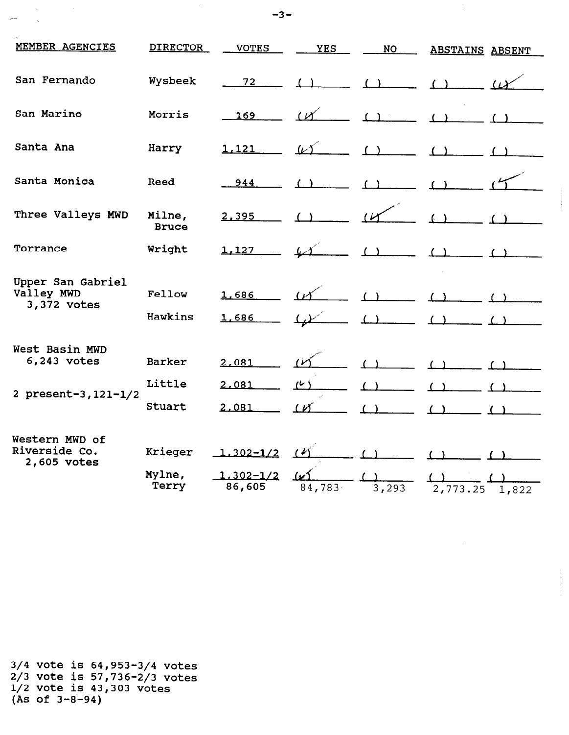| MEMBER AGENCIES | DIRECTOR | VOTES | YES | NO | ABSTAINS | ABSENT |
|---|---|---|---|---|---|---|
| San Fernando | Wysbeek | 72 | ( ) | ( ) | ( ) | (✓) |
| San Marino | Morris | 169 | (✓) | ( ) | ( ) | ( ) |
| Santa Ana | Harry | 1,121 | (✓) | ( ) | ( ) | ( ) |
| Santa Monica | Reed | 944 | ( ) | ( ) | ( ) | (✓) |
| Three Valleys MWD | Milne, Bruce | 2,395 | ( ) | (✓) | ( ) | ( ) |
| Torrance | Wright | 1,127 | (✓) | ( ) | ( ) | ( ) |
| Upper San Gabriel Valley MWD 3,372 votes | Fellow | 1,686 | (✓) | ( ) | ( ) | ( ) |
| | Hawkins | 1,686 | (✓) | ( ) | ( ) | ( ) |
| West Basin MWD 6,243 votes | Barker | 2,081 | (✓) | ( ) | ( ) | ( ) |
| 2 present-3,121-1/2 | Little | 2,081 | (✓) | ( ) | ( ) | ( ) |
| | Stuart | 2,081 | (✓) | ( ) | ( ) | ( ) |
| Western MWD of Riverside Co. 2,605 votes | Krieger | 1,302-1/2 | (✓) | ( ) | ( ) | ( ) |
| | Mylne, Terry | 1,302-1/2 | (✓) | ( ) | ( ) | ( ) |
| | | 86,605 | 84,783 | 3,293 | 2,773.25 | 1,822 |

3/4 vote is 64,953-3/4 votes
2/3 vote is 57,736-2/3 votes
1/2 vote is 43,303 votes
(As of 3-8-94)